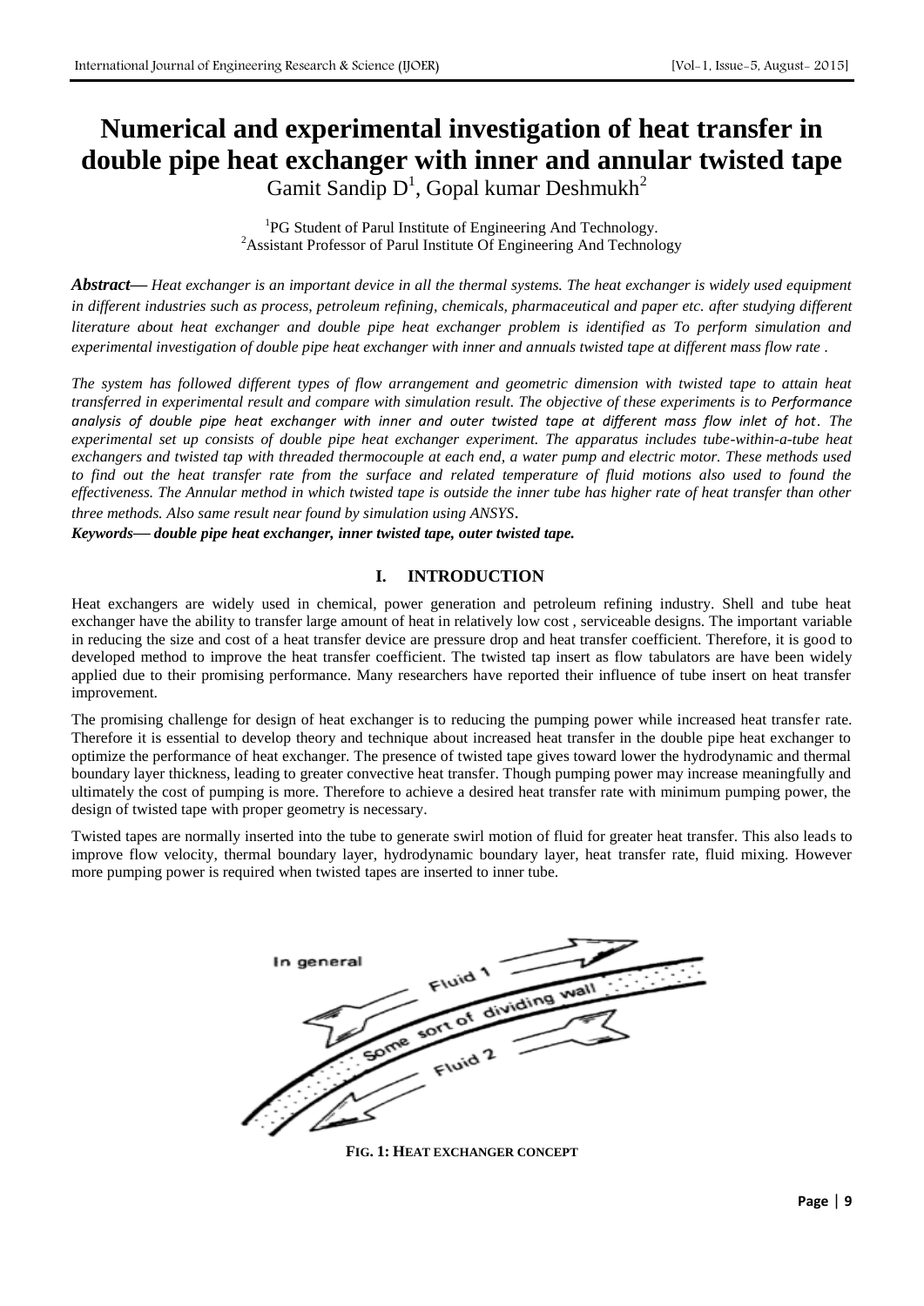# Numerical and experimental investigation of heat transfer in double pipe heat exchanger with inner and annular twisted tape

Gamit Sandip D[1], Gopal kumar Deshmukh[2]

[1]PG Student of Parul Institute of Engineering And Technology.
[2]Assistant Professor of Parul Institute Of Engineering And Technology

***Abstract—*** *Heat exchanger is an important device in all the thermal systems. The heat exchanger is widely used equipment in different industries such as process, petroleum refining, chemicals, pharmaceutical and paper etc. after studying different literature about heat exchanger and double pipe heat exchanger problem is identified as To perform simulation and experimental investigation of double pipe heat exchanger with inner and annuals twisted tape at different mass flow rate .*

*The system has followed different types of flow arrangement and geometric dimension with twisted tape to attain heat transferred in experimental result and compare with simulation result. The objective of these experiments is to Performance analysis of double pipe heat exchanger with inner and outer twisted tape at different mass flow inlet of hot. The experimental set up consists of double pipe heat exchanger experiment. The apparatus includes tube-within-a-tube heat exchangers and twisted tap with threaded thermocouple at each end, a water pump and electric motor. These methods used to find out the heat transfer rate from the surface and related temperature of fluid motions also used to found the effectiveness. The Annular method in which twisted tape is outside the inner tube has higher rate of heat transfer than other three methods. Also same result near found by simulation using ANSYS.*

***Keywords— double pipe heat exchanger, inner twisted tape, outer twisted tape.***

## I. INTRODUCTION

Heat exchangers are widely used in chemical, power generation and petroleum refining industry. Shell and tube heat exchanger have the ability to transfer large amount of heat in relatively low cost , serviceable designs. The important variable in reducing the size and cost of a heat transfer device are pressure drop and heat transfer coefficient. Therefore, it is good to developed method to improve the heat transfer coefficient. The twisted tap insert as flow tabulators are have been widely applied due to their promising performance. Many researchers have reported their influence of tube insert on heat transfer improvement.

The promising challenge for design of heat exchanger is to reducing the pumping power while increased heat transfer rate. Therefore it is essential to develop theory and technique about increased heat transfer in the double pipe heat exchanger to optimize the performance of heat exchanger. The presence of twisted tape gives toward lower the hydrodynamic and thermal boundary layer thickness, leading to greater convective heat transfer. Though pumping power may increase meaningfully and ultimately the cost of pumping is more. Therefore to achieve a desired heat transfer rate with minimum pumping power, the design of twisted tape with proper geometry is necessary.

Twisted tapes are normally inserted into the tube to generate swirl motion of fluid for greater heat transfer. This also leads to improve flow velocity, thermal boundary layer, hydrodynamic boundary layer, heat transfer rate, fluid mixing. However more pumping power is required when twisted tapes are inserted to inner tube.

In general
Fluid 1
Some sort of dividing wall
Fluid 2

**FIG. 1: HEAT EXCHANGER CONCEPT**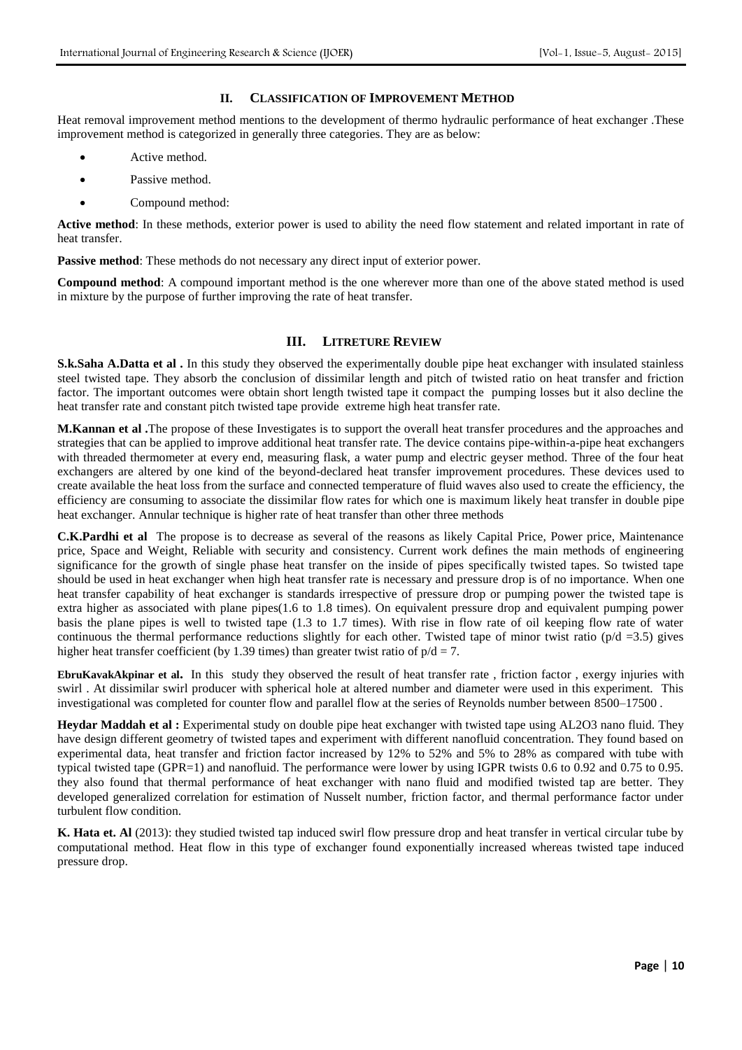## II. CLASSIFICATION OF IMPROVEMENT METHOD

Heat removal improvement method mentions to the development of thermo hydraulic performance of heat exchanger .These improvement method is categorized in generally three categories. They are as below:

- Active method.
- Passive method.
- Compound method:

**Active method**: In these methods, exterior power is used to ability the need flow statement and related important in rate of heat transfer.

**Passive method**: These methods do not necessary any direct input of exterior power.

**Compound method**: A compound important method is the one wherever more than one of the above stated method is used in mixture by the purpose of further improving the rate of heat transfer.

## III. LITRETURE REVIEW

**S.k.Saha A.Datta et al .** In this study they observed the experimentally double pipe heat exchanger with insulated stainless steel twisted tape. They absorb the conclusion of dissimilar length and pitch of twisted ratio on heat transfer and friction factor. The important outcomes were obtain short length twisted tape it compact the pumping losses but it also decline the heat transfer rate and constant pitch twisted tape provide extreme high heat transfer rate.

**M.Kannan et al .**The propose of these Investigates is to support the overall heat transfer procedures and the approaches and strategies that can be applied to improve additional heat transfer rate. The device contains pipe-within-a-pipe heat exchangers with threaded thermometer at every end, measuring flask, a water pump and electric geyser method. Three of the four heat exchangers are altered by one kind of the beyond-declared heat transfer improvement procedures. These devices used to create available the heat loss from the surface and connected temperature of fluid waves also used to create the efficiency, the efficiency are consuming to associate the dissimilar flow rates for which one is maximum likely heat transfer in double pipe heat exchanger. Annular technique is higher rate of heat transfer than other three methods

**C.K.Pardhi et al** The propose is to decrease as several of the reasons as likely Capital Price, Power price, Maintenance price, Space and Weight, Reliable with security and consistency. Current work defines the main methods of engineering significance for the growth of single phase heat transfer on the inside of pipes specifically twisted tapes. So twisted tape should be used in heat exchanger when high heat transfer rate is necessary and pressure drop is of no importance. When one heat transfer capability of heat exchanger is standards irrespective of pressure drop or pumping power the twisted tape is extra higher as associated with plane pipes(1.6 to 1.8 times). On equivalent pressure drop and equivalent pumping power basis the plane pipes is well to twisted tape (1.3 to 1.7 times). With rise in flow rate of oil keeping flow rate of water continuous the thermal performance reductions slightly for each other. Twisted tape of minor twist ratio ($p/d$ =3.5) gives higher heat transfer coefficient (by 1.39 times) than greater twist ratio of $p/d = 7$.

**EbruKavakAkpinar et al.** In this study they observed the result of heat transfer rate , friction factor , exergy injuries with swirl . At dissimilar swirl producer with spherical hole at altered number and diameter were used in this experiment. This investigational was completed for counter flow and parallel flow at the series of Reynolds number between 8500–17500 .

**Heydar Maddah et al :** Experimental study on double pipe heat exchanger with twisted tape using $AL_2O_3$ nano fluid. They have design different geometry of twisted tapes and experiment with different nanofluid concentration. They found based on experimental data, heat transfer and friction factor increased by 12% to 52% and 5% to 28% as compared with tube with typical twisted tape (GPR=1) and nanofluid. The performance were lower by using IGPR twists 0.6 to 0.92 and 0.75 to 0.95. they also found that thermal performance of heat exchanger with nano fluid and modified twisted tap are better. They developed generalized correlation for estimation of Nusselt number, friction factor, and thermal performance factor under turbulent flow condition.

**K. Hata et. Al** (2013): they studied twisted tap induced swirl flow pressure drop and heat transfer in vertical circular tube by computational method. Heat flow in this type of exchanger found exponentially increased whereas twisted tape induced pressure drop.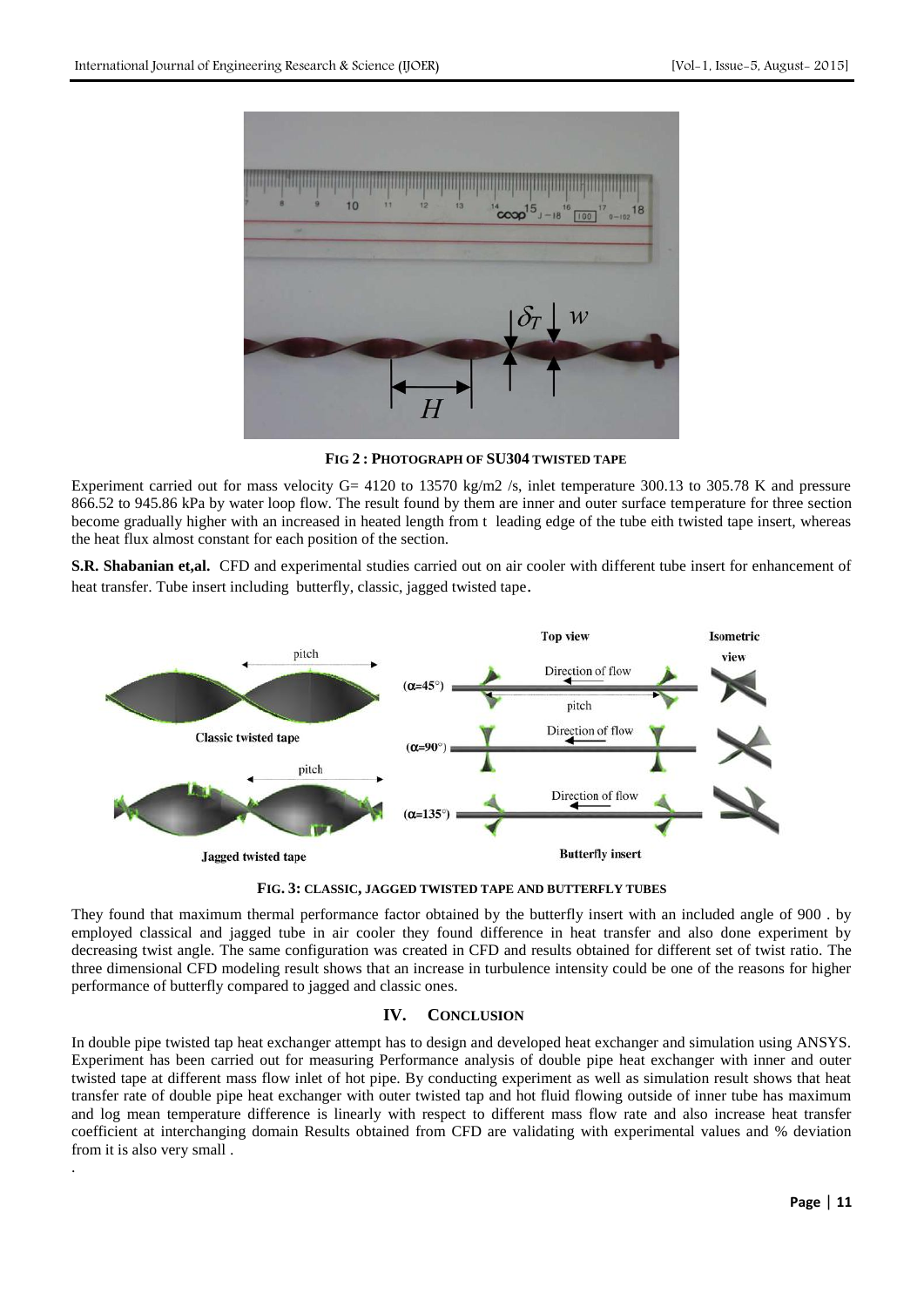FIG 2 : PHOTOGRAPH OF SU304 TWISTED TAPE

Experiment carried out for mass velocity G= 4120 to 13570 kg/m2 /s, inlet temperature 300.13 to 305.78 K and pressure 866.52 to 945.86 kPa by water loop flow. The result found by them are inner and outer surface temperature for three section become gradually higher with an increased in heated length from t leading edge of the tube eith twisted tape insert, whereas the heat flux almost constant for each position of the section.

**S.R. Shabanian et,al.** CFD and experimental studies carried out on air cooler with different tube insert for enhancement of heat transfer. Tube insert including butterfly, classic, jagged twisted tape.

FIG. 3: CLASSIC, JAGGED TWISTED TAPE AND BUTTERFLY TUBES

They found that maximum thermal performance factor obtained by the butterfly insert with an included angle of 900 . by employed classical and jagged tube in air cooler they found difference in heat transfer and also done experiment by decreasing twist angle. The same configuration was created in CFD and results obtained for different set of twist ratio. The three dimensional CFD modeling result shows that an increase in turbulence intensity could be one of the reasons for higher performance of butterfly compared to jagged and classic ones.

## IV. CONCLUSION

In double pipe twisted tap heat exchanger attempt has to design and developed heat exchanger and simulation using ANSYS. Experiment has been carried out for measuring Performance analysis of double pipe heat exchanger with inner and outer twisted tape at different mass flow inlet of hot pipe. By conducting experiment as well as simulation result shows that heat transfer rate of double pipe heat exchanger with outer twisted tap and hot fluid flowing outside of inner tube has maximum and log mean temperature difference is linearly with respect to different mass flow rate and also increase heat transfer coefficient at interchanging domain Results obtained from CFD are validating with experimental values and % deviation from it is also very small .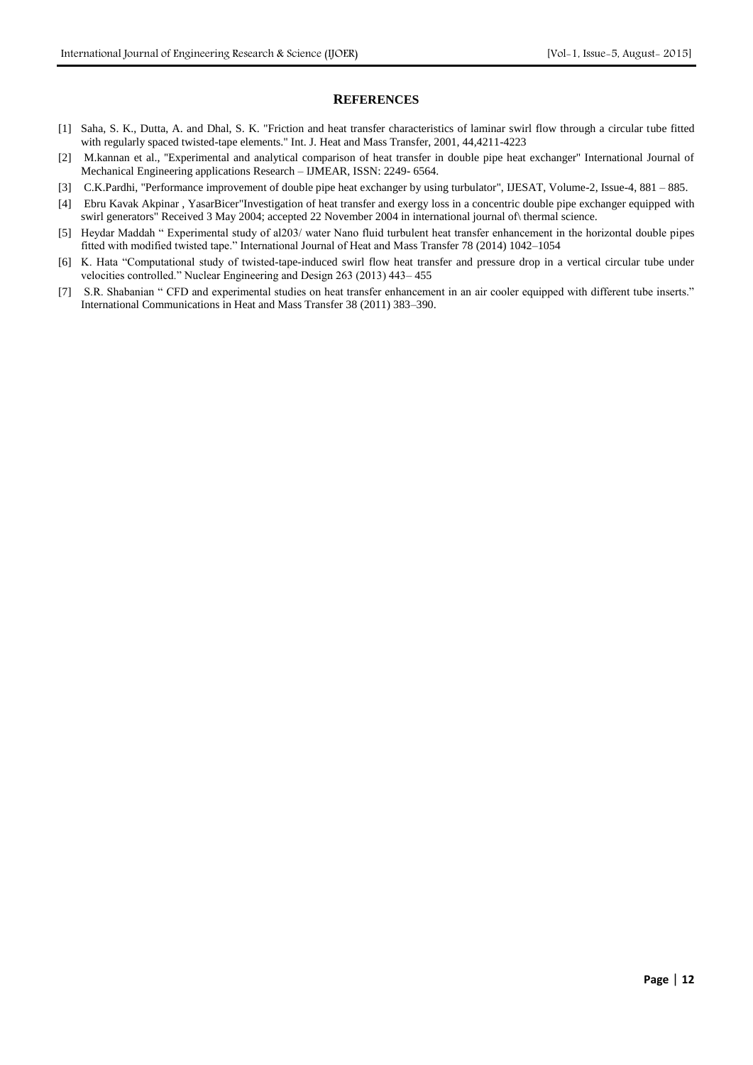## REFERENCES

[1] Saha, S. K., Dutta, A. and Dhal, S. K. "Friction and heat transfer characteristics of laminar swirl flow through a circular tube fitted with regularly spaced twisted-tape elements." Int. J. Heat and Mass Transfer, 2001, 44,4211-4223

[2] M.kannan et al., "Experimental and analytical comparison of heat transfer in double pipe heat exchanger" International Journal of Mechanical Engineering applications Research – IJMEAR, ISSN: 2249- 6564.

[3] C.K.Pardhi, "Performance improvement of double pipe heat exchanger by using turbulator", IJESAT, Volume-2, Issue-4, 881 – 885.

[4] Ebru Kavak Akpinar , YasarBicer"Investigation of heat transfer and exergy loss in a concentric double pipe exchanger equipped with swirl generators" Received 3 May 2004; accepted 22 November 2004 in international journal of\ thermal science.

[5] Heydar Maddah " Experimental study of al203/ water Nano fluid turbulent heat transfer enhancement in the horizontal double pipes fitted with modified twisted tape." International Journal of Heat and Mass Transfer 78 (2014) 1042–1054

[6] K. Hata "Computational study of twisted-tape-induced swirl flow heat transfer and pressure drop in a vertical circular tube under velocities controlled." Nuclear Engineering and Design 263 (2013) 443– 455

[7] S.R. Shabanian " CFD and experimental studies on heat transfer enhancement in an air cooler equipped with different tube inserts." International Communications in Heat and Mass Transfer 38 (2011) 383–390.